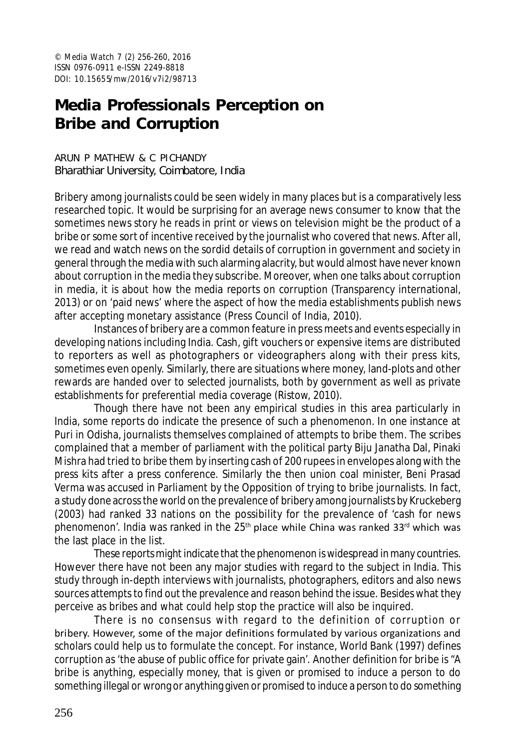© Media Watch 7 (2) 256-260, 2016
ISSN 0976-0911 e-ISSN 2249-8818
DOI: 10.15655/mw/2016/v7i2/98713

# Media Professionals Perception on Bribe and Corruption

ARUN P MATHEW & C PICHANDY
Bharathiar University, Coimbatore, India

Bribery among journalists could be seen widely in many places but is a comparatively less researched topic. It would be surprising for an average news consumer to know that the sometimes news story he reads in print or views on television might be the product of a bribe or some sort of incentive received by the journalist who covered that news. After all, we read and watch news on the sordid details of corruption in government and society in general through the media with such alarming alacrity, but would almost have never known about corruption in the media they subscribe. Moreover, when one talks about corruption in media, it is about how the media reports on corruption (Transparency international, 2013) or on 'paid news' where the aspect of how the media establishments publish news after accepting monetary assistance (Press Council of India, 2010).

Instances of bribery are a common feature in press meets and events especially in developing nations including India. Cash, gift vouchers or expensive items are distributed to reporters as well as photographers or videographers along with their press kits, sometimes even openly. Similarly, there are situations where money, land-plots and other rewards are handed over to selected journalists, both by government as well as private establishments for preferential media coverage (Ristow, 2010).

Though there have not been any empirical studies in this area particularly in India, some reports do indicate the presence of such a phenomenon. In one instance at Puri in Odisha, journalists themselves complained of attempts to bribe them. The scribes complained that a member of parliament with the political party Biju Janatha Dal, Pinaki Mishra had tried to bribe them by inserting cash of 200 rupees in envelopes along with the press kits after a press conference. Similarly the then union coal minister, Beni Prasad Verma was accused in Parliament by the Opposition of trying to bribe journalists. In fact, a study done across the world on the prevalence of bribery among journalists by Kruckeberg (2003) had ranked 33 nations on the possibility for the prevalence of 'cash for news phenomenon'. India was ranked in the 25th place while China was ranked 33rd which was the last place in the list.

These reports might indicate that the phenomenon is widespread in many countries. However there have not been any major studies with regard to the subject in India. This study through in-depth interviews with journalists, photographers, editors and also news sources attempts to find out the prevalence and reason behind the issue. Besides what they perceive as bribes and what could help stop the practice will also be inquired.

There is no consensus with regard to the definition of corruption or bribery. However, some of the major definitions formulated by various organizations and scholars could help us to formulate the concept. For instance, World Bank (1997) defines corruption as 'the abuse of public office for private gain'. Another definition for bribe is "A bribe is anything, especially money, that is given or promised to induce a person to do something illegal or wrong or anything given or promised to induce a person to do something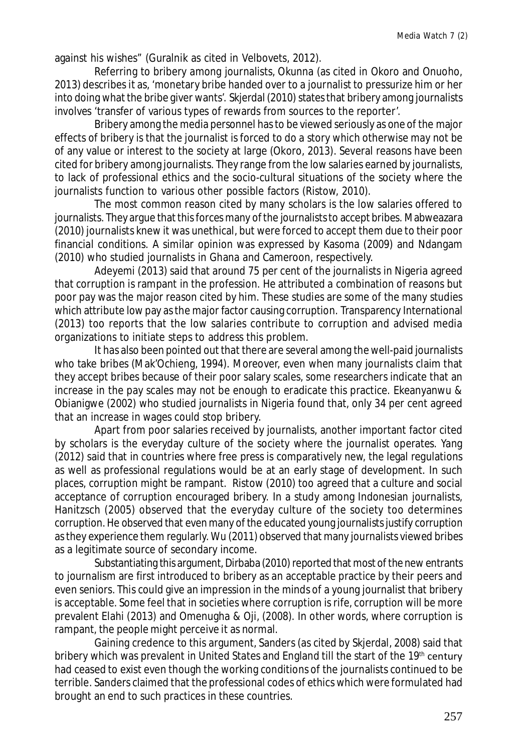against his wishes" (Guralnik as cited in Velbovets, 2012).

Referring to bribery among journalists, Okunna (as cited in Okoro and Onuoho, 2013) describes it as, 'monetary bribe handed over to a journalist to pressurize him or her into doing what the bribe giver wants'. Skjerdal (2010) states that bribery among journalists involves 'transfer of various types of rewards from sources to the reporter'.

Bribery among the media personnel has to be viewed seriously as one of the major effects of bribery is that the journalist is forced to do a story which otherwise may not be of any value or interest to the society at large (Okoro, 2013). Several reasons have been cited for bribery among journalists. They range from the low salaries earned by journalists, to lack of professional ethics and the socio-cultural situations of the society where the journalists function to various other possible factors (Ristow, 2010).

The most common reason cited by many scholars is the low salaries offered to journalists. They argue that this forces many of the journalists to accept bribes. Mabweazara (2010) journalists knew it was unethical, but were forced to accept them due to their poor financial conditions. A similar opinion was expressed by Kasoma (2009) and Ndangam (2010) who studied journalists in Ghana and Cameroon, respectively.

Adeyemi (2013) said that around 75 per cent of the journalists in Nigeria agreed that corruption is rampant in the profession. He attributed a combination of reasons but poor pay was the major reason cited by him. These studies are some of the many studies which attribute low pay as the major factor causing corruption. Transparency International (2013) too reports that the low salaries contribute to corruption and advised media organizations to initiate steps to address this problem.

It has also been pointed out that there are several among the well-paid journalists who take bribes (Mak'Ochieng, 1994). Moreover, even when many journalists claim that they accept bribes because of their poor salary scales, some researchers indicate that an increase in the pay scales may not be enough to eradicate this practice. Ekeanyanwu & Obianigwe (2002) who studied journalists in Nigeria found that, only 34 per cent agreed that an increase in wages could stop bribery.

Apart from poor salaries received by journalists, another important factor cited by scholars is the everyday culture of the society where the journalist operates. Yang (2012) said that in countries where free press is comparatively new, the legal regulations as well as professional regulations would be at an early stage of development. In such places, corruption might be rampant. Ristow (2010) too agreed that a culture and social acceptance of corruption encouraged bribery. In a study among Indonesian journalists, Hanitzsch (2005) observed that the everyday culture of the society too determines corruption. He observed that even many of the educated young journalists justify corruption as they experience them regularly. Wu (2011) observed that many journalists viewed bribes as a legitimate source of secondary income.

Substantiating this argument, Dirbaba (2010) reported that most of the new entrants to journalism are first introduced to bribery as an acceptable practice by their peers and even seniors. This could give an impression in the minds of a young journalist that bribery is acceptable. Some feel that in societies where corruption is rife, corruption will be more prevalent Elahi (2013) and Omenugha & Oji, (2008). In other words, where corruption is rampant, the people might perceive it as normal.

Gaining credence to this argument, Sanders (as cited by Skjerdal, 2008) said that bribery which was prevalent in United States and England till the start of the 19th century had ceased to exist even though the working conditions of the journalists continued to be terrible. Sanders claimed that the professional codes of ethics which were formulated had brought an end to such practices in these countries.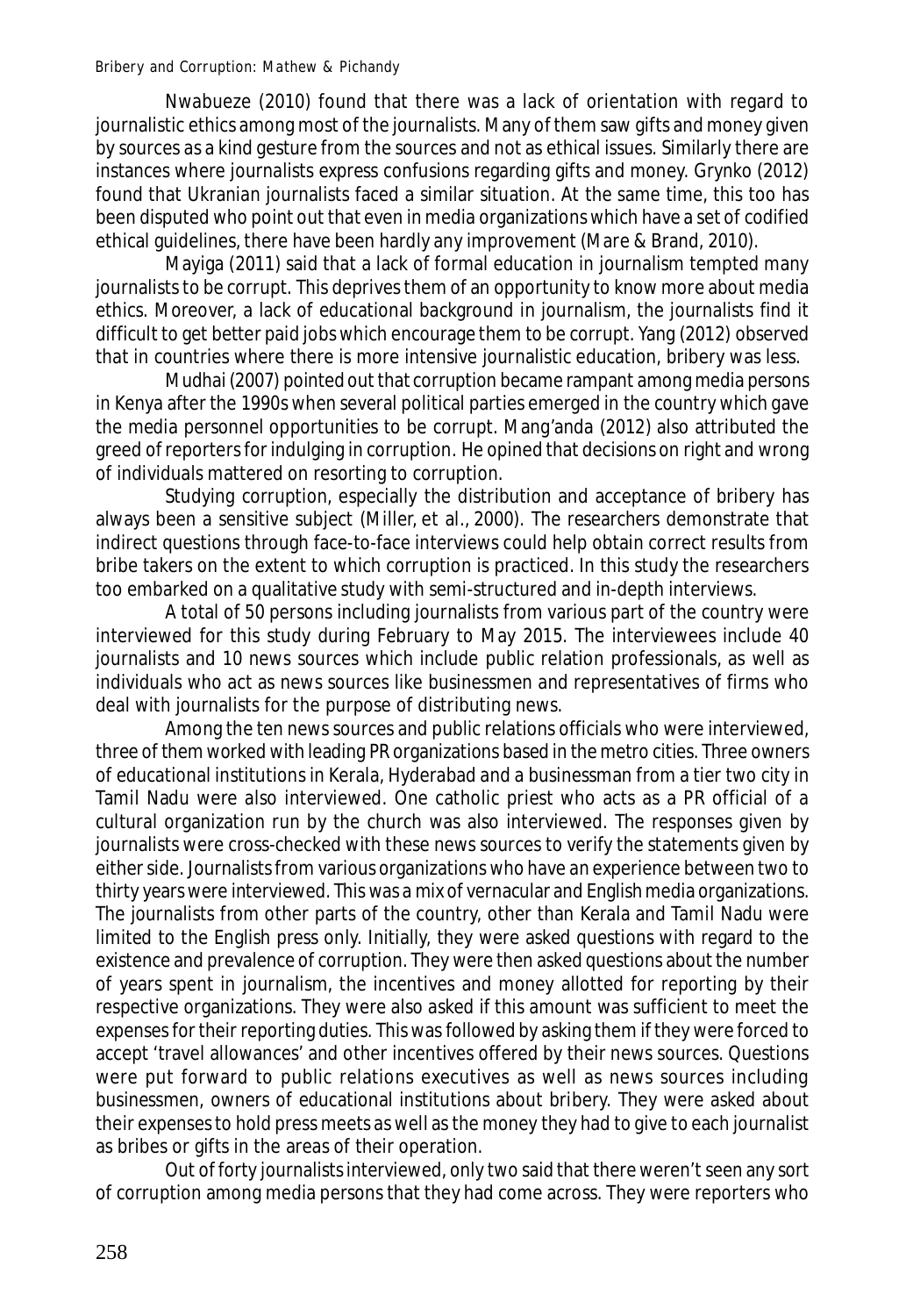Nwabueze (2010) found that there was a lack of orientation with regard to journalistic ethics among most of the journalists. Many of them saw gifts and money given by sources as a kind gesture from the sources and not as ethical issues. Similarly there are instances where journalists express confusions regarding gifts and money. Grynko (2012) found that Ukranian journalists faced a similar situation. At the same time, this too has been disputed who point out that even in media organizations which have a set of codified ethical guidelines, there have been hardly any improvement (Mare & Brand, 2010).

Mayiga (2011) said that a lack of formal education in journalism tempted many journalists to be corrupt. This deprives them of an opportunity to know more about media ethics. Moreover, a lack of educational background in journalism, the journalists find it difficult to get better paid jobs which encourage them to be corrupt. Yang (2012) observed that in countries where there is more intensive journalistic education, bribery was less.

Mudhai (2007) pointed out that corruption became rampant among media persons in Kenya after the 1990s when several political parties emerged in the country which gave the media personnel opportunities to be corrupt. Mang'anda (2012) also attributed the greed of reporters for indulging in corruption. He opined that decisions on right and wrong of individuals mattered on resorting to corruption.

Studying corruption, especially the distribution and acceptance of bribery has always been a sensitive subject (Miller, et al., 2000). The researchers demonstrate that indirect questions through face-to-face interviews could help obtain correct results from bribe takers on the extent to which corruption is practiced. In this study the researchers too embarked on a qualitative study with semi-structured and in-depth interviews.

A total of 50 persons including journalists from various part of the country were interviewed for this study during February to May 2015. The interviewees include 40 journalists and 10 news sources which include public relation professionals, as well as individuals who act as news sources like businessmen and representatives of firms who deal with journalists for the purpose of distributing news.

Among the ten news sources and public relations officials who were interviewed, three of them worked with leading PR organizations based in the metro cities. Three owners of educational institutions in Kerala, Hyderabad and a businessman from a tier two city in Tamil Nadu were also interviewed. One catholic priest who acts as a PR official of a cultural organization run by the church was also interviewed. The responses given by journalists were cross-checked with these news sources to verify the statements given by either side. Journalists from various organizations who have an experience between two to thirty years were interviewed. This was a mix of vernacular and English media organizations. The journalists from other parts of the country, other than Kerala and Tamil Nadu were limited to the English press only. Initially, they were asked questions with regard to the existence and prevalence of corruption. They were then asked questions about the number of years spent in journalism, the incentives and money allotted for reporting by their respective organizations. They were also asked if this amount was sufficient to meet the expenses for their reporting duties. This was followed by asking them if they were forced to accept 'travel allowances' and other incentives offered by their news sources. Questions were put forward to public relations executives as well as news sources including businessmen, owners of educational institutions about bribery. They were asked about their expenses to hold press meets as well as the money they had to give to each journalist as bribes or gifts in the areas of their operation.

Out of forty journalists interviewed, only two said that there weren't seen any sort of corruption among media persons that they had come across. They were reporters who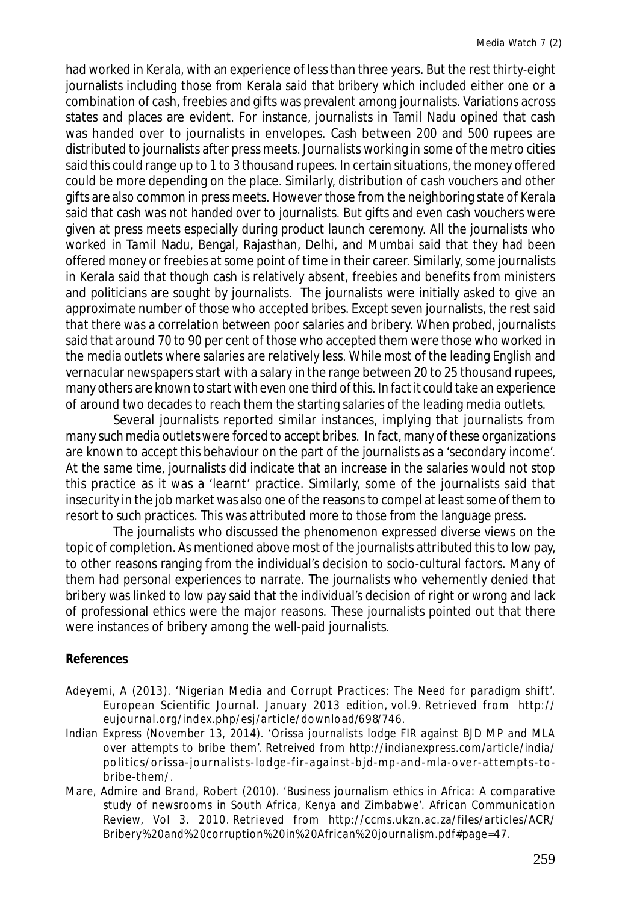had worked in Kerala, with an experience of less than three years. But the rest thirty-eight journalists including those from Kerala said that bribery which included either one or a combination of cash, freebies and gifts was prevalent among journalists. Variations across states and places are evident. For instance, journalists in Tamil Nadu opined that cash was handed over to journalists in envelopes. Cash between 200 and 500 rupees are distributed to journalists after press meets. Journalists working in some of the metro cities said this could range up to 1 to 3 thousand rupees. In certain situations, the money offered could be more depending on the place. Similarly, distribution of cash vouchers and other gifts are also common in press meets. However those from the neighboring state of Kerala said that cash was not handed over to journalists. But gifts and even cash vouchers were given at press meets especially during product launch ceremony. All the journalists who worked in Tamil Nadu, Bengal, Rajasthan, Delhi, and Mumbai said that they had been offered money or freebies at some point of time in their career. Similarly, some journalists in Kerala said that though cash is relatively absent, freebies and benefits from ministers and politicians are sought by journalists. The journalists were initially asked to give an approximate number of those who accepted bribes. Except seven journalists, the rest said that there was a correlation between poor salaries and bribery. When probed, journalists said that around 70 to 90 per cent of those who accepted them were those who worked in the media outlets where salaries are relatively less. While most of the leading English and vernacular newspapers start with a salary in the range between 20 to 25 thousand rupees, many others are known to start with even one third of this. In fact it could take an experience of around two decades to reach them the starting salaries of the leading media outlets.

Several journalists reported similar instances, implying that journalists from many such media outlets were forced to accept bribes. In fact, many of these organizations are known to accept this behaviour on the part of the journalists as a 'secondary income'. At the same time, journalists did indicate that an increase in the salaries would not stop this practice as it was a 'learnt' practice. Similarly, some of the journalists said that insecurity in the job market was also one of the reasons to compel at least some of them to resort to such practices. This was attributed more to those from the language press.

The journalists who discussed the phenomenon expressed diverse views on the topic of completion. As mentioned above most of the journalists attributed this to low pay, to other reasons ranging from the individual's decision to socio-cultural factors. Many of them had personal experiences to narrate. The journalists who vehemently denied that bribery was linked to low pay said that the individual's decision of right or wrong and lack of professional ethics were the major reasons. These journalists pointed out that there were instances of bribery among the well-paid journalists.

**References**

Adeyemi, A (2013). 'Nigerian Media and Corrupt Practices: The Need for paradigm shift'. European Scientific Journal. January 2013 edition, vol.9. Retrieved from http://eujournal.org/index.php/esj/article/download/698/746.

Indian Express (November 13, 2014). 'Orissa journalists lodge FIR against BJD MP and MLA over attempts to bribe them'. Retreived from http://indianexpress.com/article/india/politics/orissa-journalists-lodge-fir-against-bjd-mp-and-mla-over-attempts-to-bribe-them/.

Mare, Admire and Brand, Robert (2010). 'Business journalism ethics in Africa: A comparative study of newsrooms in South Africa, Kenya and Zimbabwe'. African Communication Review, Vol 3. 2010. Retrieved from http://ccms.ukzn.ac.za/files/articles/ACR/Bribery%20and%20corruption%20in%20African%20journalism.pdf#page=47.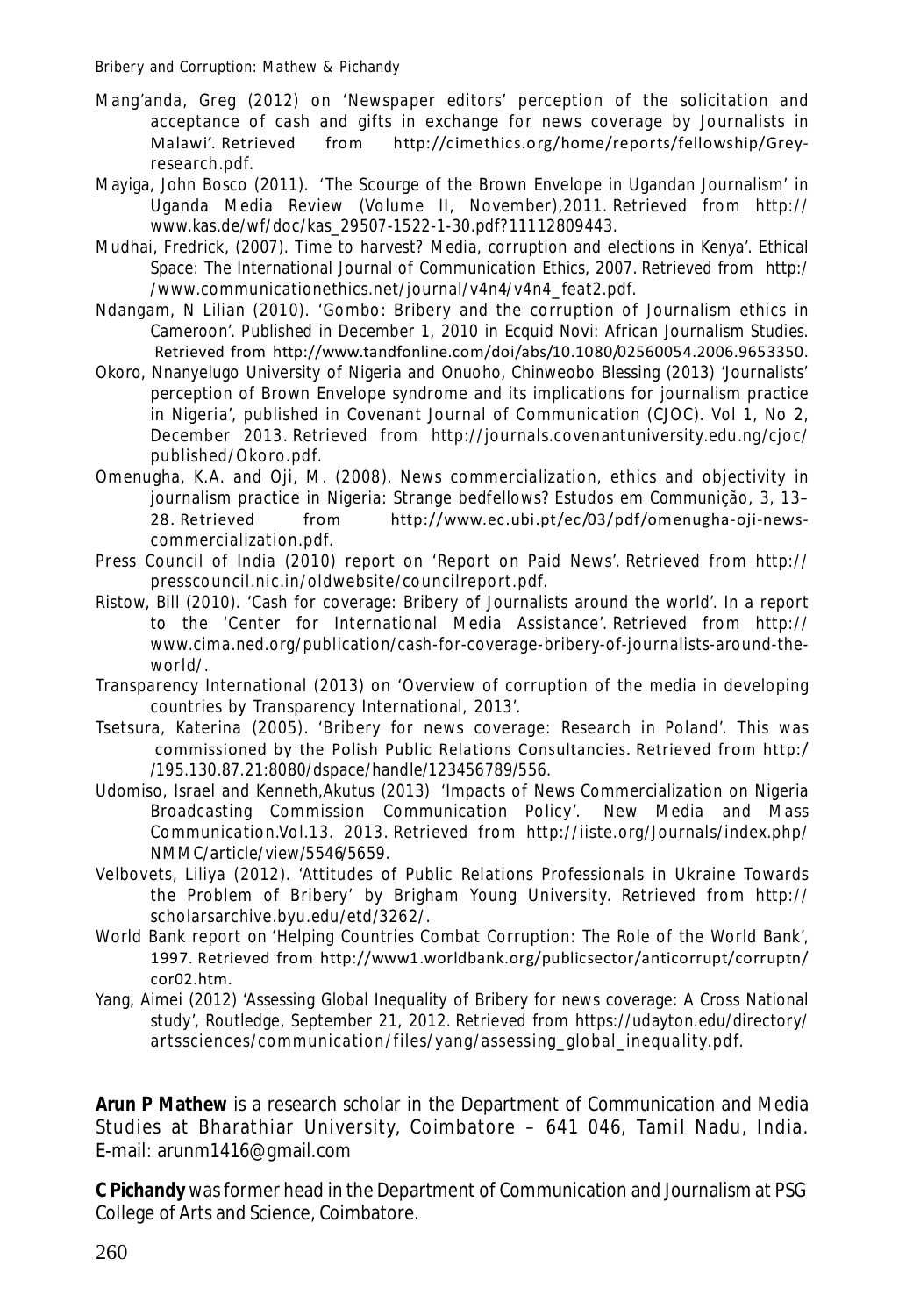Mang'anda, Greg (2012) on 'Newspaper editors' perception of the solicitation and acceptance of cash and gifts in exchange for news coverage by Journalists in Malawi'. Retrieved from http://cimethics.org/home/reports/fellowship/Grey-research.pdf.

Mayiga, John Bosco (2011). 'The Scourge of the Brown Envelope in Ugandan Journalism' in Uganda Media Review (Volume II, November),2011. Retrieved from http://www.kas.de/wf/doc/kas_29507-1522-1-30.pdf?11112809443.

Mudhai, Fredrick, (2007). Time to harvest? Media, corruption and elections in Kenya'. Ethical Space: The International Journal of Communication Ethics, 2007. Retrieved from http://www.communicationethics.net/journal/v4n4/v4n4_feat2.pdf.

Ndangam, N Lilian (2010). 'Gombo: Bribery and the corruption of Journalism ethics in Cameroon'. Published in December 1, 2010 in Ecquid Novi: African Journalism Studies. Retrieved from http://www.tandfonline.com/doi/abs/10.1080/02560054.2006.9653350.

Okoro, Nnanyelugo University of Nigeria and Onuoho, Chinweobo Blessing (2013) 'Journalists' perception of Brown Envelope syndrome and its implications for journalism practice in Nigeria', published in Covenant Journal of Communication (CJOC). Vol 1, No 2, December 2013. Retrieved from http://journals.covenantuniversity.edu.ng/cjoc/published/Okoro.pdf.

Omenugha, K.A. and Oji, M. (2008). News commercialization, ethics and objectivity in journalism practice in Nigeria: Strange bedfellows? Estudos em Communição, 3, 13–28. Retrieved from http://www.ec.ubi.pt/ec/03/pdf/omenugha-oji-news-commercialization.pdf.

Press Council of India (2010) report on 'Report on Paid News'. Retrieved from http://presscouncil.nic.in/oldwebsite/councilreport.pdf.

Ristow, Bill (2010). 'Cash for coverage: Bribery of Journalists around the world'. In a report to the 'Center for International Media Assistance'. Retrieved from http://www.cima.ned.org/publication/cash-for-coverage-bribery-of-journalists-around-the-world/.

Transparency International (2013) on 'Overview of corruption of the media in developing countries by Transparency International, 2013'.

Tsetsura, Katerina (2005). 'Bribery for news coverage: Research in Poland'. This was commissioned by the Polish Public Relations Consultancies. Retrieved from http://195.130.87.21:8080/dspace/handle/123456789/556.

Udomiso, Israel and Kenneth,Akutus (2013) 'Impacts of News Commercialization on Nigeria Broadcasting Commission Communication Policy'. New Media and Mass Communication.Vol.13. 2013. Retrieved from http://iiste.org/Journals/index.php/NMMC/article/view/5546/5659.

Velbovets, Liliya (2012). 'Attitudes of Public Relations Professionals in Ukraine Towards the Problem of Bribery' by Brigham Young University. Retrieved from http://scholarsarchive.byu.edu/etd/3262/.

World Bank report on 'Helping Countries Combat Corruption: The Role of the World Bank', 1997. Retrieved from http://www1.worldbank.org/publicsector/anticorrupt/corruptn/cor02.htm.

Yang, Aimei (2012) 'Assessing Global Inequality of Bribery for news coverage: A Cross National study', Routledge, September 21, 2012. Retrieved from https://udayton.edu/directory/artssciences/communication/files/yang/assessing_global_inequality.pdf.

**Arun P Mathew** is a research scholar in the Department of Communication and Media Studies at Bharathiar University, Coimbatore – 641 046, Tamil Nadu, India. E-mail: arunm1416@gmail.com

**C Pichandy** was former head in the Department of Communication and Journalism at PSG College of Arts and Science, Coimbatore.